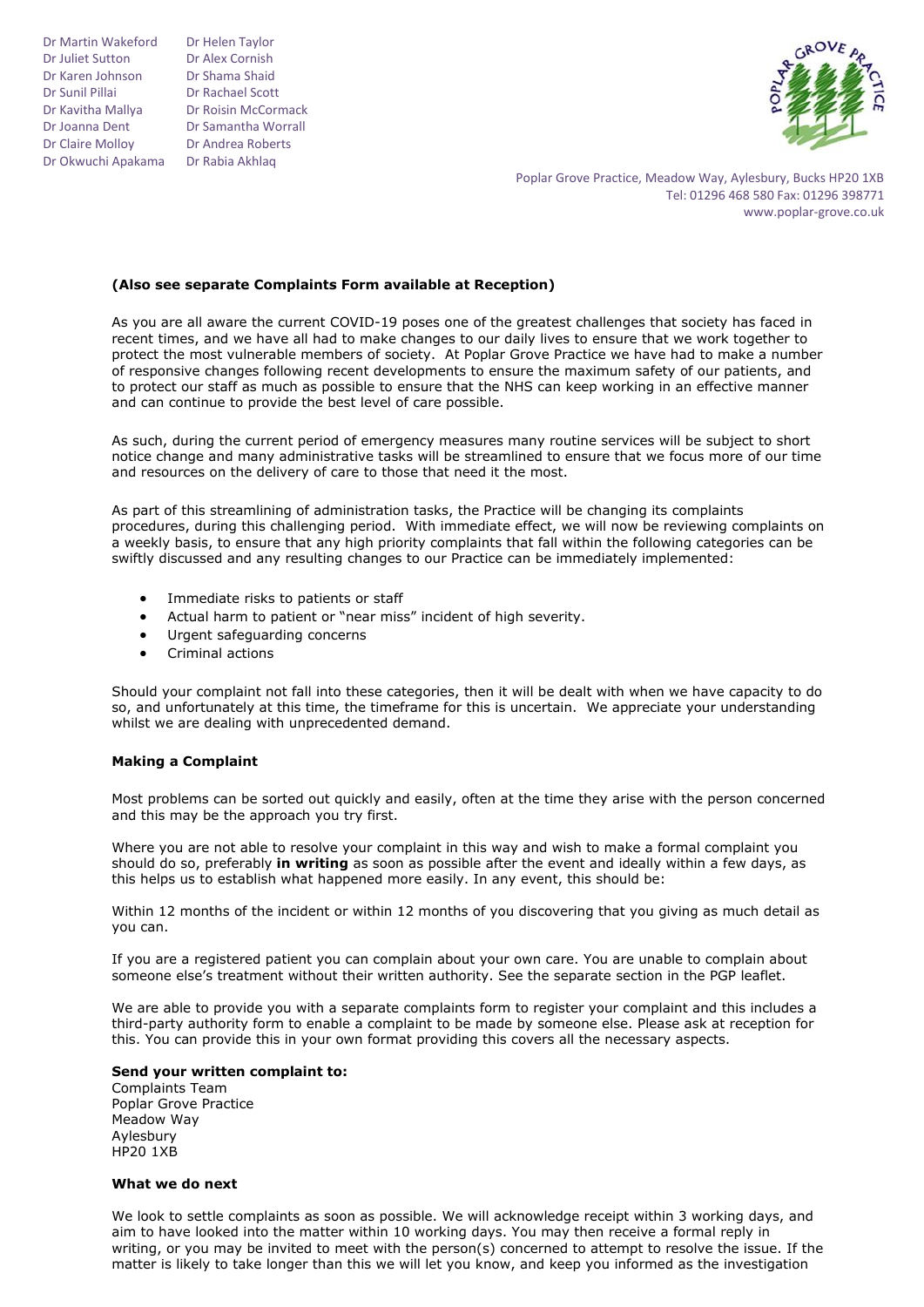Dr Martin Wakeford
Dr Juliet Sutton
Dr Karen Johnson
Dr Sunil Pillai
Dr Kavitha Mallya
Dr Joanna Dent
Dr Claire Molloy
Dr Okwuchi Apakama
Dr Helen Taylor
Dr Alex Cornish
Dr Shama Shaid
Dr Rachael Scott
Dr Roisin McCormack
Dr Samantha Worrall
Dr Andrea Roberts
Dr Rabia Akhlaq

Poplar Grove Practice, Meadow Way, Aylesbury, Bucks HP20 1XB
Tel: 01296 468 580 Fax: 01296 398771
www.poplar-grove.co.uk

**(Also see separate Complaints Form available at Reception)**

As you are all aware the current COVID-19 poses one of the greatest challenges that society has faced in recent times, and we have all had to make changes to our daily lives to ensure that we work together to protect the most vulnerable members of society. At Poplar Grove Practice we have had to make a number of responsive changes following recent developments to ensure the maximum safety of our patients, and to protect our staff as much as possible to ensure that the NHS can keep working in an effective manner and can continue to provide the best level of care possible.

As such, during the current period of emergency measures many routine services will be subject to short notice change and many administrative tasks will be streamlined to ensure that we focus more of our time and resources on the delivery of care to those that need it the most.

As part of this streamlining of administration tasks, the Practice will be changing its complaints procedures, during this challenging period. With immediate effect, we will now be reviewing complaints on a weekly basis, to ensure that any high priority complaints that fall within the following categories can be swiftly discussed and any resulting changes to our Practice can be immediately implemented:

- Immediate risks to patients or staff
- Actual harm to patient or "near miss" incident of high severity.
- Urgent safeguarding concerns
- Criminal actions

Should your complaint not fall into these categories, then it will be dealt with when we have capacity to do so, and unfortunately at this time, the timeframe for this is uncertain. We appreciate your understanding whilst we are dealing with unprecedented demand.

**Making a Complaint**

Most problems can be sorted out quickly and easily, often at the time they arise with the person concerned and this may be the approach you try first.

Where you are not able to resolve your complaint in this way and wish to make a formal complaint you should do so, preferably **in writing** as soon as possible after the event and ideally within a few days, as this helps us to establish what happened more easily. In any event, this should be:

Within 12 months of the incident or within 12 months of you discovering that you giving as much detail as you can.

If you are a registered patient you can complain about your own care. You are unable to complain about someone else's treatment without their written authority. See the separate section in the PGP leaflet.

We are able to provide you with a separate complaints form to register your complaint and this includes a third-party authority form to enable a complaint to be made by someone else. Please ask at reception for this. You can provide this in your own format providing this covers all the necessary aspects.

**Send your written complaint to:**
Complaints Team
Poplar Grove Practice
Meadow Way
Aylesbury
HP20 1XB

**What we do next**

We look to settle complaints as soon as possible. We will acknowledge receipt within 3 working days, and aim to have looked into the matter within 10 working days. You may then receive a formal reply in writing, or you may be invited to meet with the person(s) concerned to attempt to resolve the issue. If the matter is likely to take longer than this we will let you know, and keep you informed as the investigation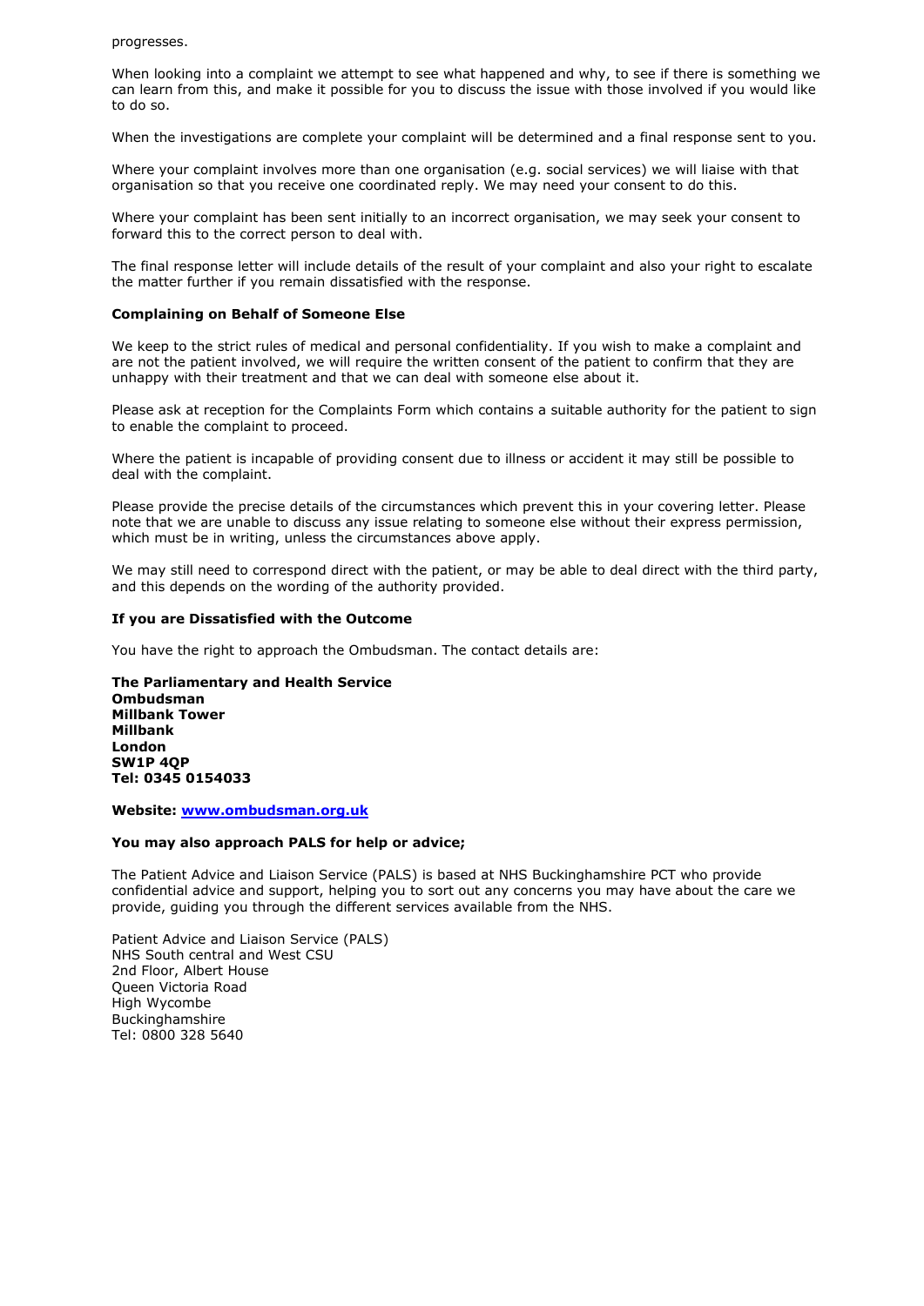progresses.

When looking into a complaint we attempt to see what happened and why, to see if there is something we can learn from this, and make it possible for you to discuss the issue with those involved if you would like to do so.

When the investigations are complete your complaint will be determined and a final response sent to you.

Where your complaint involves more than one organisation (e.g. social services) we will liaise with that organisation so that you receive one coordinated reply. We may need your consent to do this.

Where your complaint has been sent initially to an incorrect organisation, we may seek your consent to forward this to the correct person to deal with.

The final response letter will include details of the result of your complaint and also your right to escalate the matter further if you remain dissatisfied with the response.

**Complaining on Behalf of Someone Else**

We keep to the strict rules of medical and personal confidentiality. If you wish to make a complaint and are not the patient involved, we will require the written consent of the patient to confirm that they are unhappy with their treatment and that we can deal with someone else about it.

Please ask at reception for the Complaints Form which contains a suitable authority for the patient to sign to enable the complaint to proceed.

Where the patient is incapable of providing consent due to illness or accident it may still be possible to deal with the complaint.

Please provide the precise details of the circumstances which prevent this in your covering letter. Please note that we are unable to discuss any issue relating to someone else without their express permission, which must be in writing, unless the circumstances above apply.

We may still need to correspond direct with the patient, or may be able to deal direct with the third party, and this depends on the wording of the authority provided.

**If you are Dissatisfied with the Outcome**

You have the right to approach the Ombudsman. The contact details are:

**The Parliamentary and Health Service Ombudsman**
**Millbank Tower**
**Millbank**
**London**
**SW1P 4QP**
**Tel: 0345 0154033**

**Website: [www.ombudsman.org.uk](http://www.ombudsman.org.uk)**

**You may also approach PALS for help or advice;**

The Patient Advice and Liaison Service (PALS) is based at NHS Buckinghamshire PCT who provide confidential advice and support, helping you to sort out any concerns you may have about the care we provide, guiding you through the different services available from the NHS.

Patient Advice and Liaison Service (PALS)
NHS South central and West CSU
2nd Floor, Albert House
Queen Victoria Road
High Wycombe
Buckinghamshire
Tel: 0800 328 5640